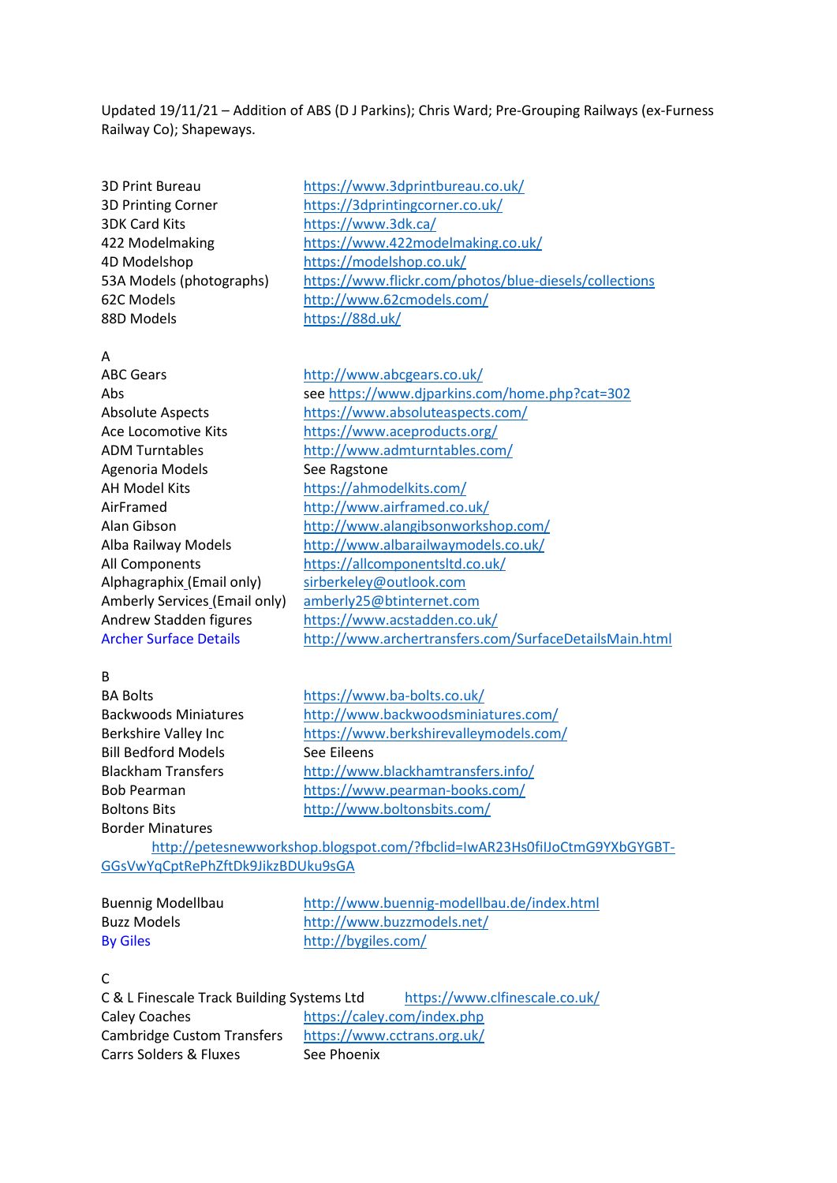Updated 19/11/21 – Addition of ABS (D J Parkins); Chris Ward; Pre-Grouping Railways (ex-Furness Railway Co); Shapeways.

| | |
|---|---|
| 3D Print Bureau | https://www.3dprintbureau.co.uk/ |
| 3D Printing Corner | https://3dprintingcorner.co.uk/ |
| 3DK Card Kits | https://www.3dk.ca/ |
| 422 Modelmaking | https://www.422modelmaking.co.uk/ |
| 4D Modelshop | https://modelshop.co.uk/ |
| 53A Models (photographs) | https://www.flickr.com/photos/blue-diesels/collections |
| 62C Models | http://www.62cmodels.com/ |
| 88D Models | https://88d.uk/ |

A

| | |
|---|---|
| ABC Gears | http://www.abcgears.co.uk/ |
| Abs | see https://www.djparkins.com/home.php?cat=302 |
| Absolute Aspects | https://www.absoluteaspects.com/ |
| Ace Locomotive Kits | https://www.aceproducts.org/ |
| ADM Turntables | http://www.admturntables.com/ |
| Agenoria Models | See Ragstone |
| AH Model Kits | https://ahmodelkits.com/ |
| AirFramed | http://www.airframed.co.uk/ |
| Alan Gibson | http://www.alangibsonworkshop.com/ |
| Alba Railway Models | http://www.albarailwaymodels.co.uk/ |
| All Components | https://allcomponentsltd.co.uk/ |
| Alphagraphix (Email only) | sirberkeley@outlook.com |
| Amberly Services (Email only) | amberly25@btinternet.com |
| Andrew Stadden figures | https://www.acstadden.co.uk/ |
| Archer Surface Details | http://www.archertransfers.com/SurfaceDetailsMain.html |

B

| | |
|---|---|
| BA Bolts | https://www.ba-bolts.co.uk/ |
| Backwoods Miniatures | http://www.backwoodsminiatures.com/ |
| Berkshire Valley Inc | https://www.berkshirevalleymodels.com/ |
| Bill Bedford Models | See Eileens |
| Blackham Transfers | http://www.blackhamtransfers.info/ |
| Bob Pearman | https://www.pearman-books.com/ |
| Boltons Bits | http://www.boltonsbits.com/ |
| Border Minatures | http://petesnewworkshop.blogspot.com/?fbclid=IwAR23Hs0fiIJoCtmG9YXbGYGBT-GGsVwYqCptRePhZftDk9JikzBDUku9sGA |
| Buennig Modellbau | http://www.buennig-modellbau.de/index.html |
| Buzz Models | http://www.buzzmodels.net/ |
| By Giles | http://bygiles.com/ |

C

| | |
|---|---|
| C & L Finescale Track Building Systems Ltd | https://www.clfinescale.co.uk/ |
| Caley Coaches | https://caley.com/index.php |
| Cambridge Custom Transfers | https://www.cctrans.org.uk/ |
| Carrs Solders & Fluxes | See Phoenix |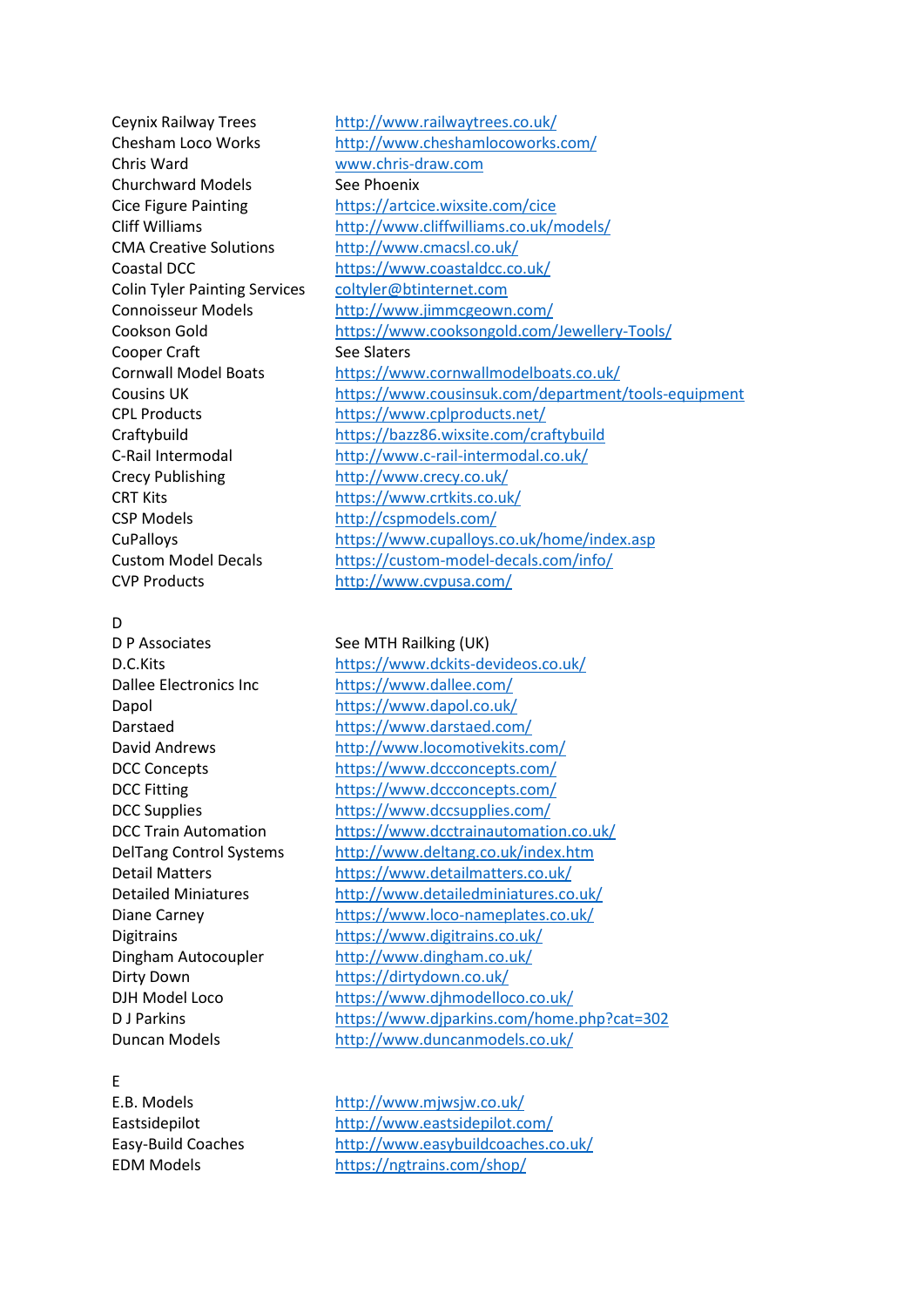| | |
|---|---|
| Ceynix Railway Trees | http://www.railwaytrees.co.uk/ |
| Chesham Loco Works | http://www.cheshamlocoworks.com/ |
| Chris Ward | www.chris-draw.com |
| Churchward Models | See Phoenix |
| Cice Figure Painting | https://artcice.wixsite.com/cice |
| Cliff Williams | http://www.cliffwilliams.co.uk/models/ |
| CMA Creative Solutions | http://www.cmacsl.co.uk/ |
| Coastal DCC | https://www.coastaldcc.co.uk/ |
| Colin Tyler Painting Services | coltyler@btinternet.com |
| Connoisseur Models | http://www.jimmcgeown.com/ |
| Cookson Gold | https://www.cooksongold.com/Jewellery-Tools/ |
| Cooper Craft | See Slaters |
| Cornwall Model Boats | https://www.cornwallmodelboats.co.uk/ |
| Cousins UK | https://www.cousinsuk.com/department/tools-equipment |
| CPL Products | https://www.cplproducts.net/ |
| Craftybuild | https://bazz86.wixsite.com/craftybuild |
| C-Rail Intermodal | http://www.c-rail-intermodal.co.uk/ |
| Crecy Publishing | http://www.crecy.co.uk/ |
| CRT Kits | https://www.crtkits.co.uk/ |
| CSP Models | http://cspmodels.com/ |
| CuPalloys | https://www.cupalloys.co.uk/home/index.asp |
| Custom Model Decals | https://custom-model-decals.com/info/ |
| CVP Products | http://www.cvpusa.com/ |

D

| | |
|---|---|
| D P Associates | See MTH Railking (UK) |
| D.C.Kits | https://www.dckits-devideos.co.uk/ |
| Dallee Electronics Inc | https://www.dallee.com/ |
| Dapol | https://www.dapol.co.uk/ |
| Darstaed | https://www.darstaed.com/ |
| David Andrews | http://www.locomotivekits.com/ |
| DCC Concepts | https://www.dccconcepts.com/ |
| DCC Fitting | https://www.dccconcepts.com/ |
| DCC Supplies | https://www.dccsupplies.com/ |
| DCC Train Automation | https://www.dcctrainautomation.co.uk/ |
| DelTang Control Systems | http://www.deltang.co.uk/index.htm |
| Detail Matters | https://www.detailmatters.co.uk/ |
| Detailed Miniatures | http://www.detailedminiatures.co.uk/ |
| Diane Carney | https://www.loco-nameplates.co.uk/ |
| Digitrains | https://www.digitrains.co.uk/ |
| Dingham Autocoupler | http://www.dingham.co.uk/ |
| Dirty Down | https://dirtydown.co.uk/ |
| DJH Model Loco | https://www.djhmodelloco.co.uk/ |
| D J Parkins | https://www.djparkins.com/home.php?cat=302 |
| Duncan Models | http://www.duncanmodels.co.uk/ |

E

| | |
|---|---|
| E.B. Models | http://www.mjwsjw.co.uk/ |
| Eastsidepilot | http://www.eastsidepilot.com/ |
| Easy-Build Coaches | http://www.easybuildcoaches.co.uk/ |
| EDM Models | https://ngtrains.com/shop/ |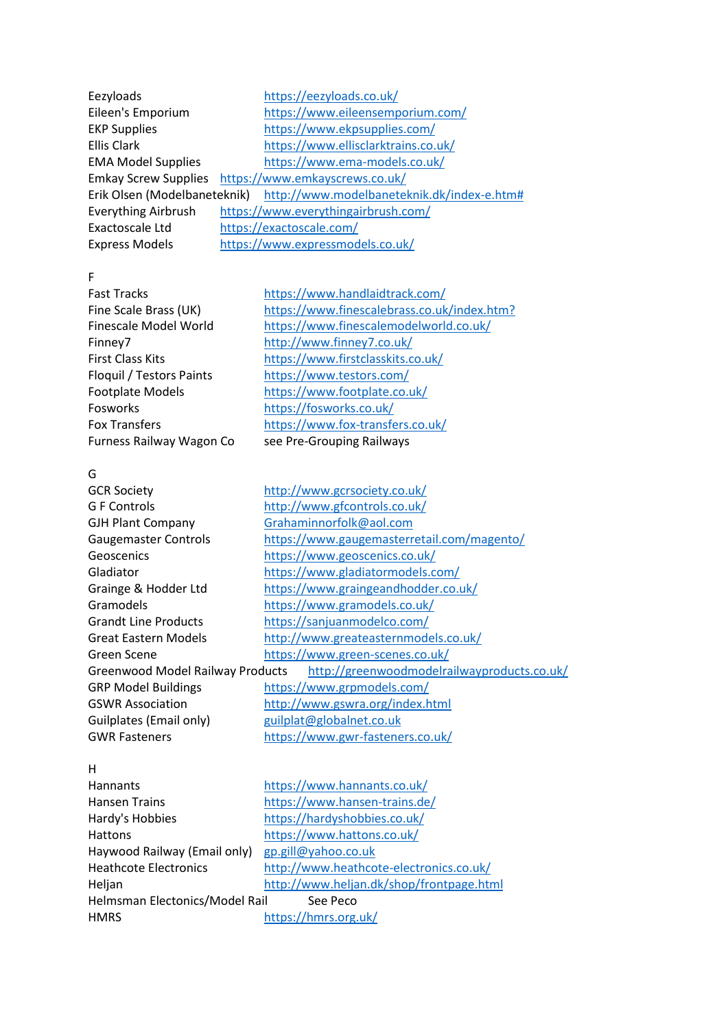Eezyloads https://eezyloads.co.uk/
Eileen's Emporium https://www.eileensemporium.com/
EKP Supplies https://www.ekpsupplies.com/
Ellis Clark https://www.ellisclarktrains.co.uk/
EMA Model Supplies https://www.ema-models.co.uk/
Emkay Screw Supplies https://www.emkayscrews.co.uk/
Erik Olsen (Modelbaneteknik) http://www.modelbaneteknik.dk/index-e.htm#
Everything Airbrush https://www.everythingairbrush.com/
Exactoscale Ltd https://exactoscale.com/
Express Models https://www.expressmodels.co.uk/

F

Fast Tracks https://www.handlaidtrack.com/
Fine Scale Brass (UK) https://www.finescalebrass.co.uk/index.htm?
Finescale Model World https://www.finescalemodelworld.co.uk/
Finney7 http://www.finney7.co.uk/
First Class Kits https://www.firstclasskits.co.uk/
Floquil / Testors Paints https://www.testors.com/
Footplate Models https://www.footplate.co.uk/
Fosworks https://fosworks.co.uk/
Fox Transfers https://www.fox-transfers.co.uk/
Furness Railway Wagon Co see Pre-Grouping Railways

G

GCR Society http://www.gcrsociety.co.uk/
G F Controls http://www.gfcontrols.co.uk/
GJH Plant Company Grahaminnorfolk@aol.com
Gaugemaster Controls https://www.gaugemasterretail.com/magento/
Geoscenics https://www.geoscenics.co.uk/
Gladiator https://www.gladiatormodels.com/
Grainge & Hodder Ltd https://www.graingeandhodder.co.uk/
Gramodels https://www.gramodels.co.uk/
Grandt Line Products https://sanjuanmodelco.com/
Great Eastern Models http://www.greateasternmodels.co.uk/
Green Scene https://www.green-scenes.co.uk/
Greenwood Model Railway Products http://greenwoodmodelrailwayproducts.co.uk/
GRP Model Buildings https://www.grpmodels.com/
GSWR Association http://www.gswra.org/index.html
Guilplates (Email only) guilplat@globalnet.co.uk
GWR Fasteners https://www.gwr-fasteners.co.uk/

H

Hannants https://www.hannants.co.uk/
Hansen Trains https://www.hansen-trains.de/
Hardy's Hobbies https://hardyshobbies.co.uk/
Hattons https://www.hattons.co.uk/
Haywood Railway (Email only) gp.gill@yahoo.co.uk
Heathcote Electronics http://www.heathcote-electronics.co.uk/
Heljan http://www.heljan.dk/shop/frontpage.html
Helmsman Electonics/Model Rail See Peco
HMRS https://hmrs.org.uk/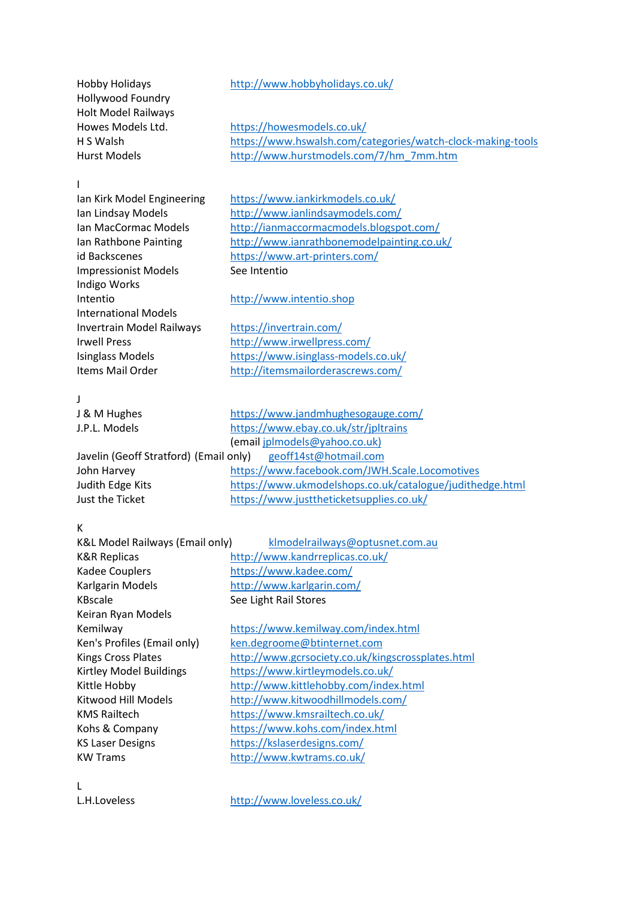Hobby Holidays http://www.hobbyholidays.co.uk/
Hollywood Foundry
Holt Model Railways
Howes Models Ltd. https://howesmodels.co.uk/
H S Walsh https://www.hswalsh.com/categories/watch-clock-making-tools
Hurst Models http://www.hurstmodels.com/7/hm_7mm.htm

## I

Ian Kirk Model Engineering https://www.iankirkmodels.co.uk/
Ian Lindsay Models http://www.ianlindsaymodels.com/
Ian MacCormac Models http://ianmaccormacmodels.blogspot.com/
Ian Rathbone Painting http://www.ianrathbonemodelpainting.co.uk/
id Backscenes https://www.art-printers.com/
Impressionist Models See Intentio
Indigo Works
Intentio http://www.intentio.shop
International Models
Invertrain Model Railways https://invertrain.com/
Irwell Press http://www.irwellpress.com/
Isinglass Models https://www.isinglass-models.co.uk/
Items Mail Order http://itemsmailorderascrews.com/

## J

J & M Hughes https://www.jandmhughesogauge.com/
J.P.L. Models https://www.ebay.co.uk/str/jpltrains
(email jplmodels@yahoo.co.uk)
Javelin (Geoff Stratford) (Email only) geoff14st@hotmail.com
John Harvey https://www.facebook.com/JWH.Scale.Locomotives
Judith Edge Kits https://www.ukmodelshops.co.uk/catalogue/judithedge.html
Just the Ticket https://www.justtheticketsupplies.co.uk/

## K

K&L Model Railways (Email only) klmodelrailways@optusnet.com.au
K&R Replicas http://www.kandrreplicas.co.uk/
Kadee Couplers https://www.kadee.com/
Karlgarin Models http://www.karlgarin.com/
KBscale See Light Rail Stores
Keiran Ryan Models
Kemilway https://www.kemilway.com/index.html
Ken's Profiles (Email only) ken.degroome@btinternet.com
Kings Cross Plates http://www.gcrsociety.co.uk/kingscrossplates.html
Kirtley Model Buildings https://www.kirtleymodels.co.uk/
Kittle Hobby http://www.kittlehobby.com/index.html
Kitwood Hill Models http://www.kitwoodhillmodels.com/
KMS Railtech https://www.kmsrailtech.co.uk/
Kohs & Company https://www.kohs.com/index.html
KS Laser Designs https://kslaserdesigns.com/
KW Trams http://www.kwtrams.co.uk/

## L

L.H.Loveless http://www.loveless.co.uk/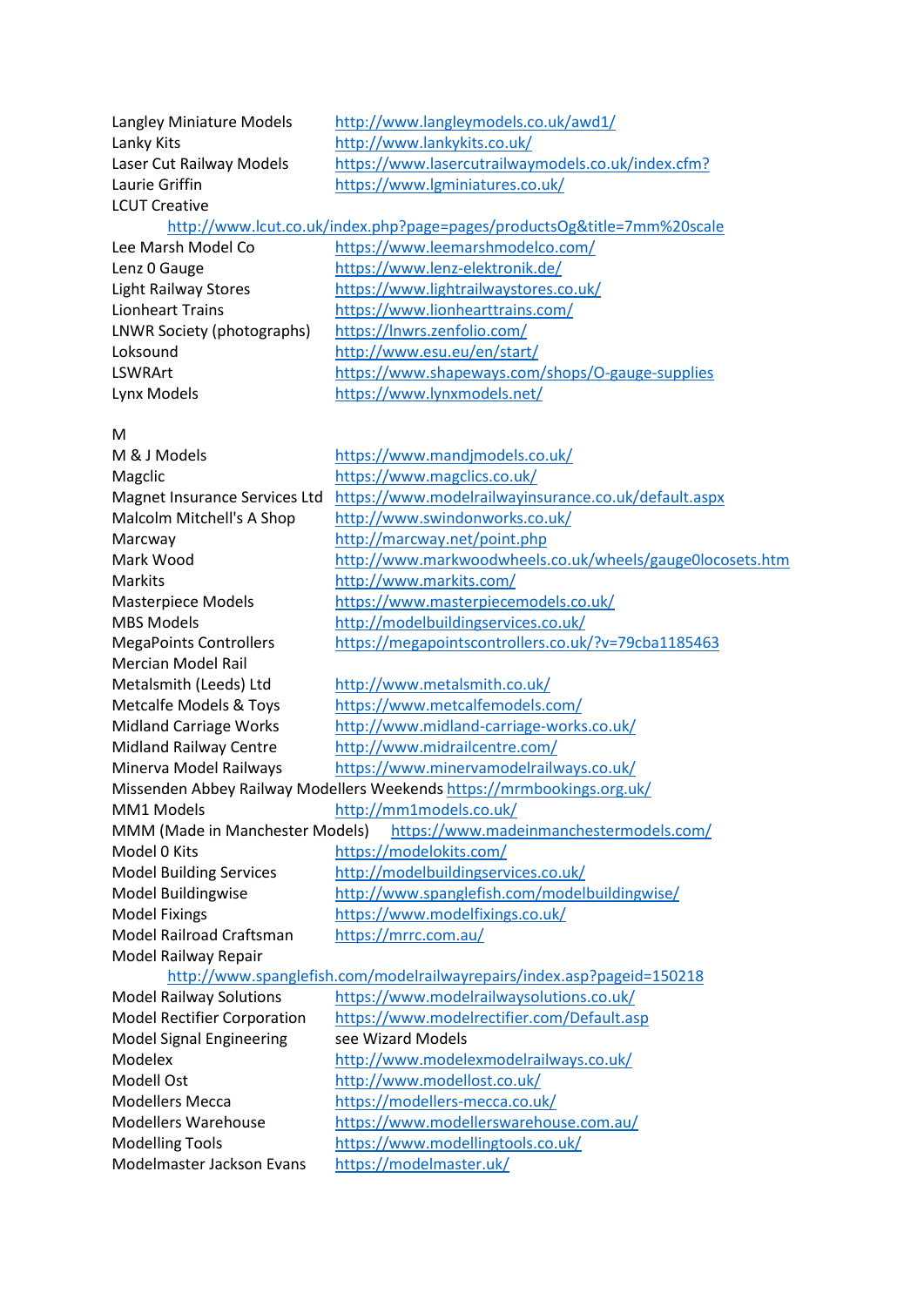Langley Miniature Models http://www.langleymodels.co.uk/awd1/
Lanky Kits http://www.lankykits.co.uk/
Laser Cut Railway Models https://www.lasercutrailwaymodels.co.uk/index.cfm?
Laurie Griffin https://www.lgminiatures.co.uk/
LCUT Creative
http://www.lcut.co.uk/index.php?page=pages/productsOg&title=7mm%20scale
Lee Marsh Model Co https://www.leemarshmodelco.com/
Lenz 0 Gauge https://www.lenz-elektronik.de/
Light Railway Stores https://www.lightrailwaystores.co.uk/
Lionheart Trains https://www.lionhearttrains.com/
LNWR Society (photographs) https://lnwrs.zenfolio.com/
Loksound http://www.esu.eu/en/start/
LSWRArt https://www.shapeways.com/shops/O-gauge-supplies
Lynx Models https://www.lynxmodels.net/

M
M & J Models https://www.mandjmodels.co.uk/
Magclic https://www.magclics.co.uk/
Magnet Insurance Services Ltd https://www.modelrailwayinsurance.co.uk/default.aspx
Malcolm Mitchell's A Shop http://www.swindonworks.co.uk/
Marcway http://marcway.net/point.php
Mark Wood http://www.markwoodwheels.co.uk/wheels/gauge0locosets.htm
Markits http://www.markits.com/
Masterpiece Models https://www.masterpiecemodels.co.uk/
MBS Models http://modelbuildingservices.co.uk/
MegaPoints Controllers https://megapointscontrollers.co.uk/?v=79cba1185463
Mercian Model Rail
Metalsmith (Leeds) Ltd http://www.metalsmith.co.uk/
Metcalfe Models & Toys https://www.metcalfemodels.com/
Midland Carriage Works http://www.midland-carriage-works.co.uk/
Midland Railway Centre http://www.midrailcentre.com/
Minerva Model Railways https://www.minervamodelrailways.co.uk/
Missenden Abbey Railway Modellers Weekends https://mrmbookings.org.uk/
MM1 Models http://mm1models.co.uk/
MMM (Made in Manchester Models) https://www.madeinmanchestermodels.com/
Model 0 Kits https://modelokits.com/
Model Building Services http://modelbuildingservices.co.uk/
Model Buildingwise http://www.spanglefish.com/modelbuildingwise/
Model Fixings https://www.modelfixings.co.uk/
Model Railroad Craftsman https://mrrc.com.au/
Model Railway Repair
http://www.spanglefish.com/modelrailwayrepairs/index.asp?pageid=150218
Model Railway Solutions https://www.modelrailwaysolutions.co.uk/
Model Rectifier Corporation https://www.modelrectifier.com/Default.asp
Model Signal Engineering see Wizard Models
Modelex http://www.modelexmodelrailways.co.uk/
Modell Ost http://www.modellost.co.uk/
Modellers Mecca https://modellers-mecca.co.uk/
Modellers Warehouse https://www.modellerswarehouse.com.au/
Modelling Tools https://www.modellingtools.co.uk/
Modelmaster Jackson Evans https://modelmaster.uk/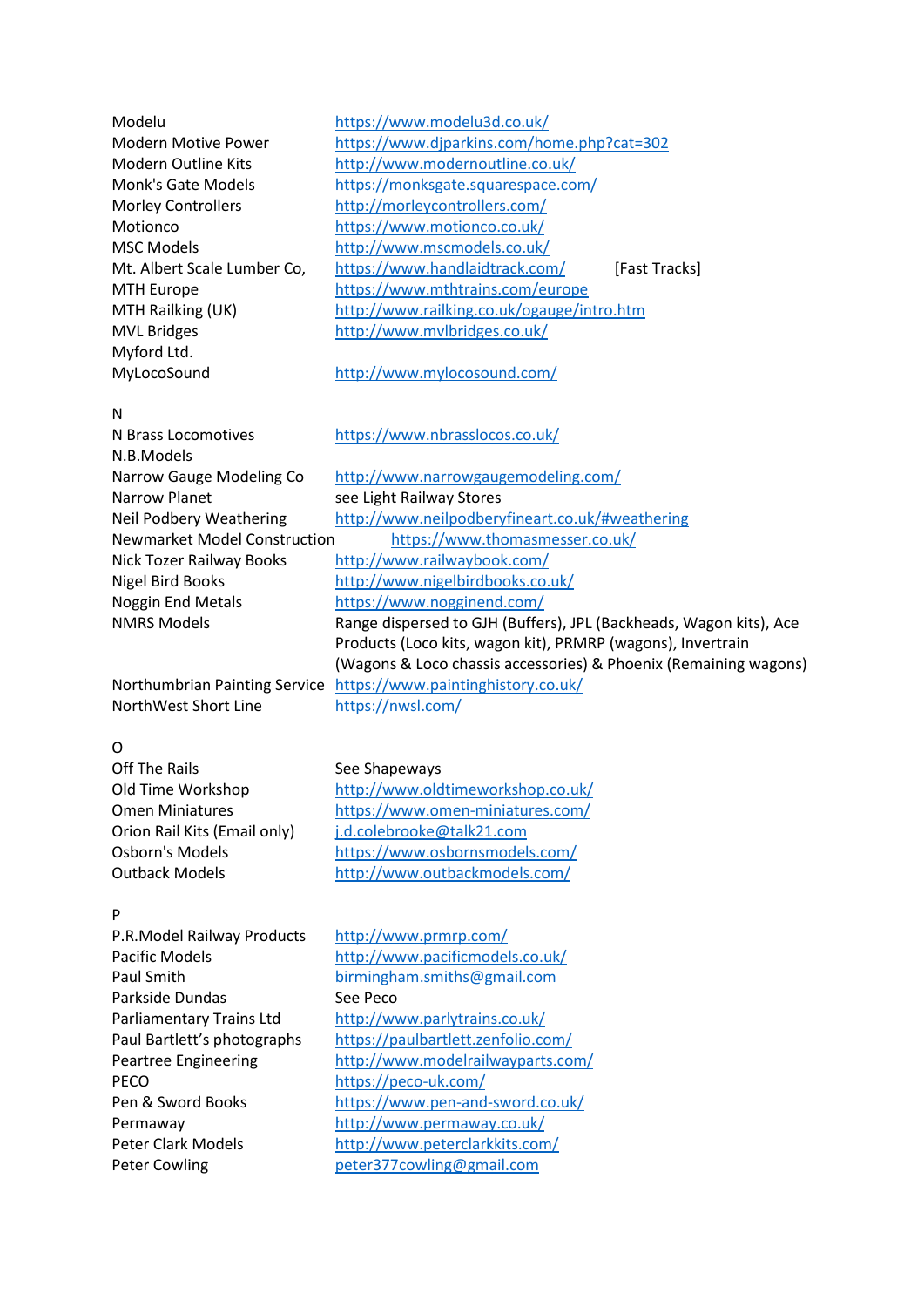| | | |
|---|---|---|
| Modelu | https://www.modelu3d.co.uk/ | |
| Modern Motive Power | https://www.djparkins.com/home.php?cat=302 | |
| Modern Outline Kits | http://www.modernoutline.co.uk/ | |
| Monk's Gate Models | https://monksgate.squarespace.com/ | |
| Morley Controllers | http://morleycontrollers.com/ | |
| Motionco | https://www.motionco.co.uk/ | |
| MSC Models | http://www.mscmodels.co.uk/ | |
| Mt. Albert Scale Lumber Co, | https://www.handlaidtrack.com/ | [Fast Tracks] |
| MTH Europe | https://www.mthtrains.com/europe | |
| MTH Railking (UK) | http://www.railking.co.uk/ogauge/intro.htm | |
| MVL Bridges | http://www.mvlbridges.co.uk/ | |
| Myford Ltd. | | |
| MyLocoSound | http://www.mylocosound.com/ | |

N

| | |
|---|---|
| N Brass Locomotives | https://www.nbrasslocos.co.uk/ |
| N.B.Models | |
| Narrow Gauge Modeling Co | http://www.narrowgaugemodeling.com/ |
| Narrow Planet | see Light Railway Stores |
| Neil Podbery Weathering | http://www.neilpodberyfineart.co.uk/#weathering |
| Newmarket Model Construction | https://www.thomasmesser.co.uk/ |
| Nick Tozer Railway Books | http://www.railwaybook.com/ |
| Nigel Bird Books | http://www.nigelbirdbooks.co.uk/ |
| Noggin End Metals | https://www.nogginend.com/ |
| NMRS Models | Range dispersed to GJH (Buffers), JPL (Backheads, Wagon kits), Ace Products (Loco kits, wagon kit), PRMRP (wagons), Invertrain (Wagons & Loco chassis accessories) & Phoenix (Remaining wagons) |
| Northumbrian Painting Service | https://www.paintinghistory.co.uk/ |
| NorthWest Short Line | https://nwsl.com/ |

O

| | |
|---|---|
| Off The Rails | See Shapeways |
| Old Time Workshop | http://www.oldtimeworkshop.co.uk/ |
| Omen Miniatures | https://www.omen-miniatures.com/ |
| Orion Rail Kits (Email only) | j.d.colebrooke@talk21.com |
| Osborn's Models | https://www.osbornsmodels.com/ |
| Outback Models | http://www.outbackmodels.com/ |

P

| | |
|---|---|
| P.R.Model Railway Products | http://www.prmrp.com/ |
| Pacific Models | http://www.pacificmodels.co.uk/ |
| Paul Smith | birmingham.smiths@gmail.com |
| Parkside Dundas | See Peco |
| Parliamentary Trains Ltd | http://www.parlytrains.co.uk/ |
| Paul Bartlett's photographs | https://paulbartlett.zenfolio.com/ |
| Peartree Engineering | http://www.modelrailwayparts.com/ |
| PECO | https://peco-uk.com/ |
| Pen & Sword Books | https://www.pen-and-sword.co.uk/ |
| Permaway | http://www.permaway.co.uk/ |
| Peter Clark Models | http://www.peterclarkkits.com/ |
| Peter Cowling | peter377cowling@gmail.com |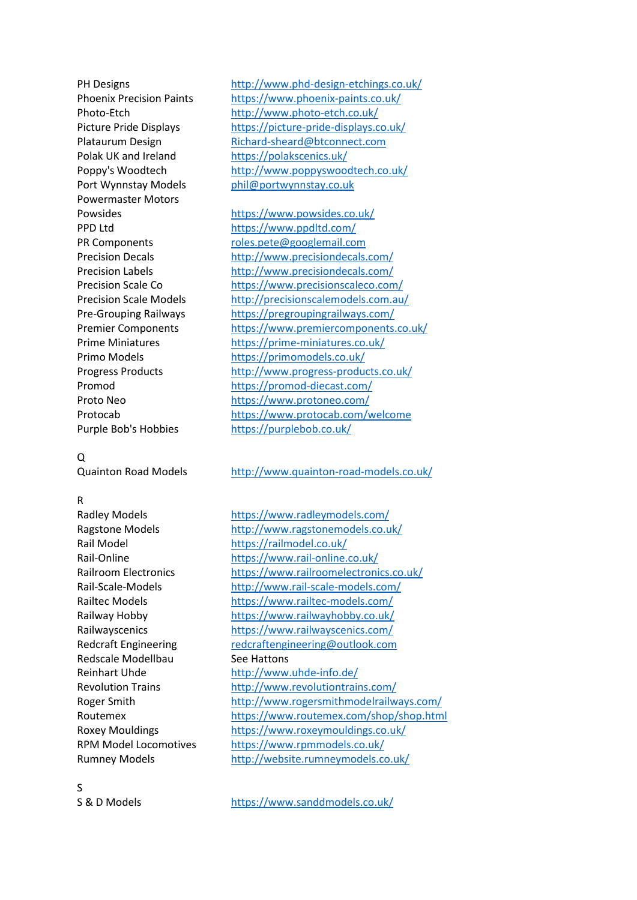| | |
|---|---|
| PH Designs | http://www.phd-design-etchings.co.uk/ |
| Phoenix Precision Paints | https://www.phoenix-paints.co.uk/ |
| Photo-Etch | http://www.photo-etch.co.uk/ |
| Picture Pride Displays | https://picture-pride-displays.co.uk/ |
| Plataurum Design | Richard-sheard@btconnect.com |
| Polak UK and Ireland | https://polakscenics.uk/ |
| Poppy's Woodtech | http://www.poppyswoodtech.co.uk/ |
| Port Wynnstay Models | phil@portwynnstay.co.uk |
| Powermaster Motors | |
| Powsides | https://www.powsides.co.uk/ |
| PPD Ltd | https://www.ppdltd.com/ |
| PR Components | roles.pete@googlemail.com |
| Precision Decals | http://www.precisiondecals.com/ |
| Precision Labels | http://www.precisiondecals.com/ |
| Precision Scale Co | https://www.precisionscaleco.com/ |
| Precision Scale Models | http://precisionscalemodels.com.au/ |
| Pre-Grouping Railways | https://pregroupingrailways.com/ |
| Premier Components | https://www.premiercomponents.co.uk/ |
| Prime Miniatures | https://prime-miniatures.co.uk/ |
| Primo Models | https://primomodels.co.uk/ |
| Progress Products | http://www.progress-products.co.uk/ |
| Promod | https://promod-diecast.com/ |
| Proto Neo | https://www.protoneo.com/ |
| Protocab | https://www.protocab.com/welcome |
| Purple Bob's Hobbies | https://purplebob.co.uk/ |

Q

| | |
|---|---|
| Quainton Road Models | http://www.quainton-road-models.co.uk/ |

R

| | |
|---|---|
| Radley Models | https://www.radleymodels.com/ |
| Ragstone Models | http://www.ragstonemodels.co.uk/ |
| Rail Model | https://railmodel.co.uk/ |
| Rail-Online | https://www.rail-online.co.uk/ |
| Railroom Electronics | https://www.railroomelectronics.co.uk/ |
| Rail-Scale-Models | http://www.rail-scale-models.com/ |
| Railtec Models | https://www.railtec-models.com/ |
| Railway Hobby | https://www.railwayhobby.co.uk/ |
| Railwayscenics | https://www.railwayscenics.com/ |
| Redcraft Engineering | redcraftengineering@outlook.com |
| Redscale Modellbau | See Hattons |
| Reinhart Uhde | http://www.uhde-info.de/ |
| Revolution Trains | http://www.revolutiontrains.com/ |
| Roger Smith | http://www.rogersmithmodelrailways.com/ |
| Routemex | https://www.routemex.com/shop/shop.html |
| Roxey Mouldings | https://www.roxeymouldings.co.uk/ |
| RPM Model Locomotives | https://www.rpmmodels.co.uk/ |
| Rumney Models | http://website.rumneymodels.co.uk/ |

S

| | |
|---|---|
| S & D Models | https://www.sanddmodels.co.uk/ |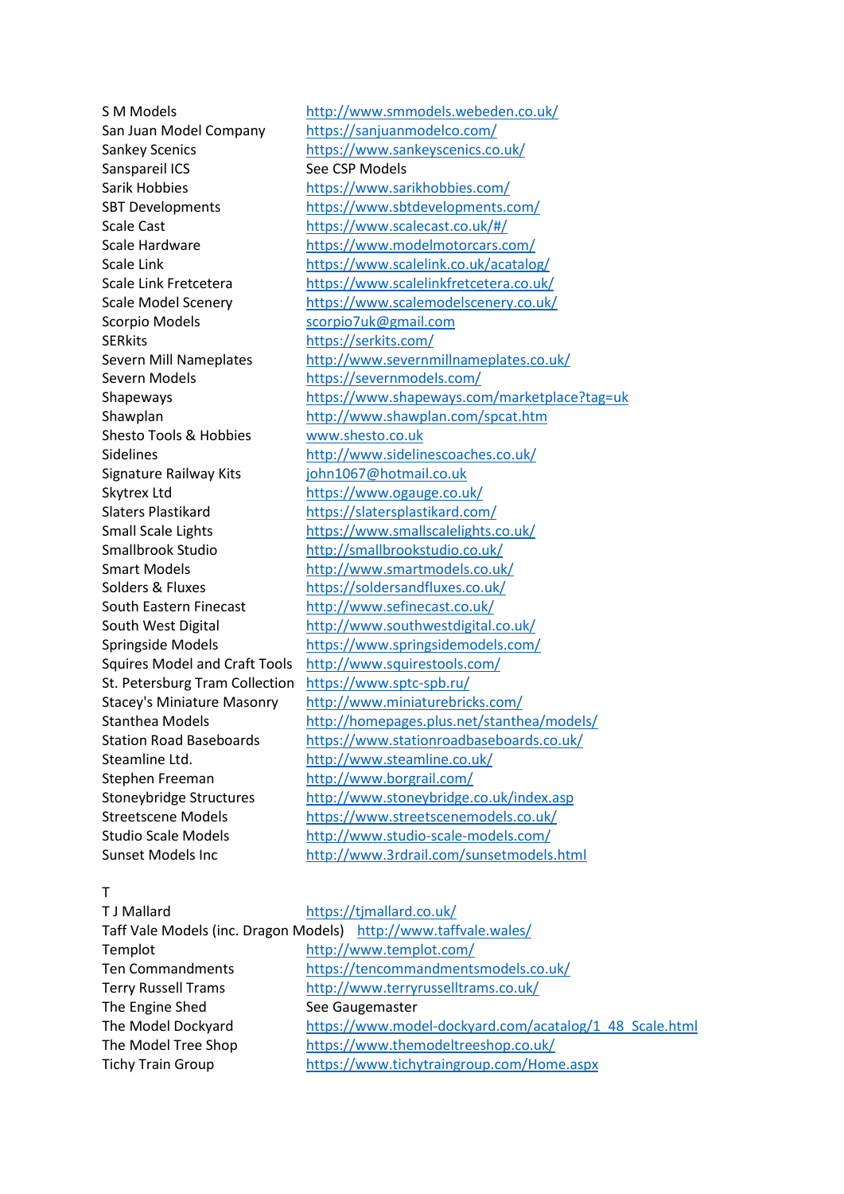| | |
|---|---|
| S M Models | http://www.smmodels.webeden.co.uk/ |
| San Juan Model Company | https://sanjuanmodelco.com/ |
| Sankey Scenics | https://www.sankeyscenics.co.uk/ |
| Sanspareil ICS | See CSP Models |
| Sarik Hobbies | https://www.sarikhobbies.com/ |
| SBT Developments | https://www.sbtdevelopments.com/ |
| Scale Cast | https://www.scalecast.co.uk/#/ |
| Scale Hardware | https://www.modelmotorcars.com/ |
| Scale Link | https://www.scalelink.co.uk/acatalog/ |
| Scale Link Fretcetera | https://www.scalelinkfretcetera.co.uk/ |
| Scale Model Scenery | https://www.scalemodelscenery.co.uk/ |
| Scorpio Models | scorpio7uk@gmail.com |
| SERkits | https://serkits.com/ |
| Severn Mill Nameplates | http://www.severnmillnameplates.co.uk/ |
| Severn Models | https://severnmodels.com/ |
| Shapeways | https://www.shapeways.com/marketplace?tag=uk |
| Shawplan | http://www.shawplan.com/spcat.htm |
| Shesto Tools & Hobbies | www.shesto.co.uk |
| Sidelines | http://www.sidelinescoaches.co.uk/ |
| Signature Railway Kits | john1067@hotmail.co.uk |
| Skytrex Ltd | https://www.ogauge.co.uk/ |
| Slaters Plastikard | https://slatersplastikard.com/ |
| Small Scale Lights | https://www.smallscalelights.co.uk/ |
| Smallbrook Studio | http://smallbrookstudio.co.uk/ |
| Smart Models | http://www.smartmodels.co.uk/ |
| Solders & Fluxes | https://soldersandfluxes.co.uk/ |
| South Eastern Finecast | http://www.sefinecast.co.uk/ |
| South West Digital | http://www.southwestdigital.co.uk/ |
| Springside Models | https://www.springsidemodels.com/ |
| Squires Model and Craft Tools | http://www.squirestools.com/ |
| St. Petersburg Tram Collection | https://www.sptc-spb.ru/ |
| Stacey's Miniature Masonry | http://www.miniaturebricks.com/ |
| Stanthea Models | http://homepages.plus.net/stanthea/models/ |
| Station Road Baseboards | https://www.stationroadbaseboards.co.uk/ |
| Steamline Ltd. | http://www.steamline.co.uk/ |
| Stephen Freeman | http://www.borgrail.com/ |
| Stoneybridge Structures | http://www.stoneybridge.co.uk/index.asp |
| Streetscene Models | https://www.streetscenemodels.co.uk/ |
| Studio Scale Models | http://www.studio-scale-models.com/ |
| Sunset Models Inc | http://www.3rdrail.com/sunsetmodels.html |

T

| | |
|---|---|
| T J Mallard | https://tjmallard.co.uk/ |
| Taff Vale Models (inc. Dragon Models) | http://www.taffvale.wales/ |
| Templot | http://www.templot.com/ |
| Ten Commandments | https://tencommandmentsmodels.co.uk/ |
| Terry Russell Trams | http://www.terryrusselltrams.co.uk/ |
| The Engine Shed | See Gaugemaster |
| The Model Dockyard | https://www.model-dockyard.com/acatalog/1_48_Scale.html |
| The Model Tree Shop | https://www.themodeltreeshop.co.uk/ |
| Tichy Train Group | https://www.tichytraingroup.com/Home.aspx |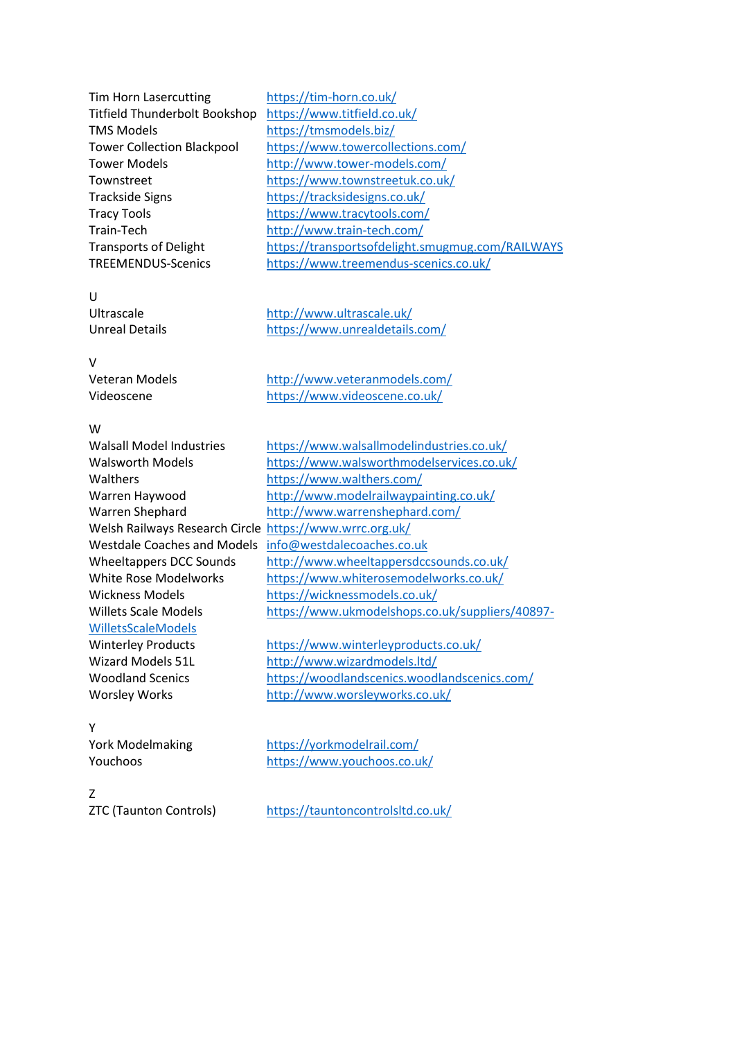| | |
|---|---|
| Tim Horn Lasercutting | https://tim-horn.co.uk/ |
| Titfield Thunderbolt Bookshop | https://www.titfield.co.uk/ |
| TMS Models | https://tmsmodels.biz/ |
| Tower Collection Blackpool | https://www.towercollections.com/ |
| Tower Models | http://www.tower-models.com/ |
| Townstreet | https://www.townstreetuk.co.uk/ |
| Trackside Signs | https://tracksidesigns.co.uk/ |
| Tracy Tools | https://www.tracytools.com/ |
| Train-Tech | http://www.train-tech.com/ |
| Transports of Delight | https://transportsofdelight.smugmug.com/RAILWAYS |
| TREEMENDUS-Scenics | https://www.treemendus-scenics.co.uk/ |

U

| | |
|---|---|
| Ultrascale | http://www.ultrascale.uk/ |
| Unreal Details | https://www.unrealdetails.com/ |

V

| | |
|---|---|
| Veteran Models | http://www.veteranmodels.com/ |
| Videoscene | https://www.videoscene.co.uk/ |

W

| | |
|---|---|
| Walsall Model Industries | https://www.walsallmodelindustries.co.uk/ |
| Walsworth Models | https://www.walsworthmodelservices.co.uk/ |
| Walthers | https://www.walthers.com/ |
| Warren Haywood | http://www.modelrailwaypainting.co.uk/ |
| Warren Shephard | http://www.warrenshephard.com/ |
| Welsh Railways Research Circle | https://www.wrrc.org.uk/ |
| Westdale Coaches and Models | info@westdalecoaches.co.uk |
| Wheeltappers DCC Sounds | http://www.wheeltappersdccsounds.co.uk/ |
| White Rose Modelworks | https://www.whiterosemodelworks.co.uk/ |
| Wickness Models | https://wicknessmodels.co.uk/ |
| Willets Scale Models | https://www.ukmodelshops.co.uk/suppliers/40897-WilletsScaleModels |
| Winterley Products | https://www.winterleyproducts.co.uk/ |
| Wizard Models 51L | http://www.wizardmodels.ltd/ |
| Woodland Scenics | https://woodlandscenics.woodlandscenics.com/ |
| Worsley Works | http://www.worsleyworks.co.uk/ |

Y

| | |
|---|---|
| York Modelmaking | https://yorkmodelrail.com/ |
| Youchoos | https://www.youchoos.co.uk/ |

Z

| | |
|---|---|
| ZTC (Taunton Controls) | https://tauntoncontrolsltd.co.uk/ |